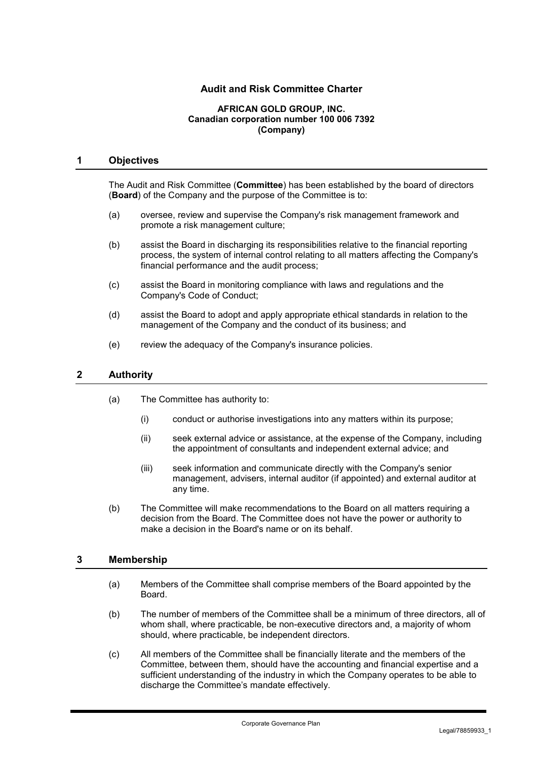# Audit and Risk Committee Charter

**AFRICAN GOLD GROUP, INC.**
**Canadian corporation number 100 006 7392**
**(Company)**

## 1 Objectives

The Audit and Risk Committee (**Committee**) has been established by the board of directors (**Board**) of the Company and the purpose of the Committee is to:

(a) oversee, review and supervise the Company's risk management framework and promote a risk management culture;

(b) assist the Board in discharging its responsibilities relative to the financial reporting process, the system of internal control relating to all matters affecting the Company's financial performance and the audit process;

(c) assist the Board in monitoring compliance with laws and regulations and the Company's Code of Conduct;

(d) assist the Board to adopt and apply appropriate ethical standards in relation to the management of the Company and the conduct of its business; and

(e) review the adequacy of the Company's insurance policies.

## 2 Authority

(a) The Committee has authority to:

(i) conduct or authorise investigations into any matters within its purpose;

(ii) seek external advice or assistance, at the expense of the Company, including the appointment of consultants and independent external advice; and

(iii) seek information and communicate directly with the Company's senior management, advisers, internal auditor (if appointed) and external auditor at any time.

(b) The Committee will make recommendations to the Board on all matters requiring a decision from the Board. The Committee does not have the power or authority to make a decision in the Board's name or on its behalf.

## 3 Membership

(a) Members of the Committee shall comprise members of the Board appointed by the Board.

(b) The number of members of the Committee shall be a minimum of three directors, all of whom shall, where practicable, be non-executive directors and, a majority of whom should, where practicable, be independent directors.

(c) All members of the Committee shall be financially literate and the members of the Committee, between them, should have the accounting and financial expertise and a sufficient understanding of the industry in which the Company operates to be able to discharge the Committee's mandate effectively.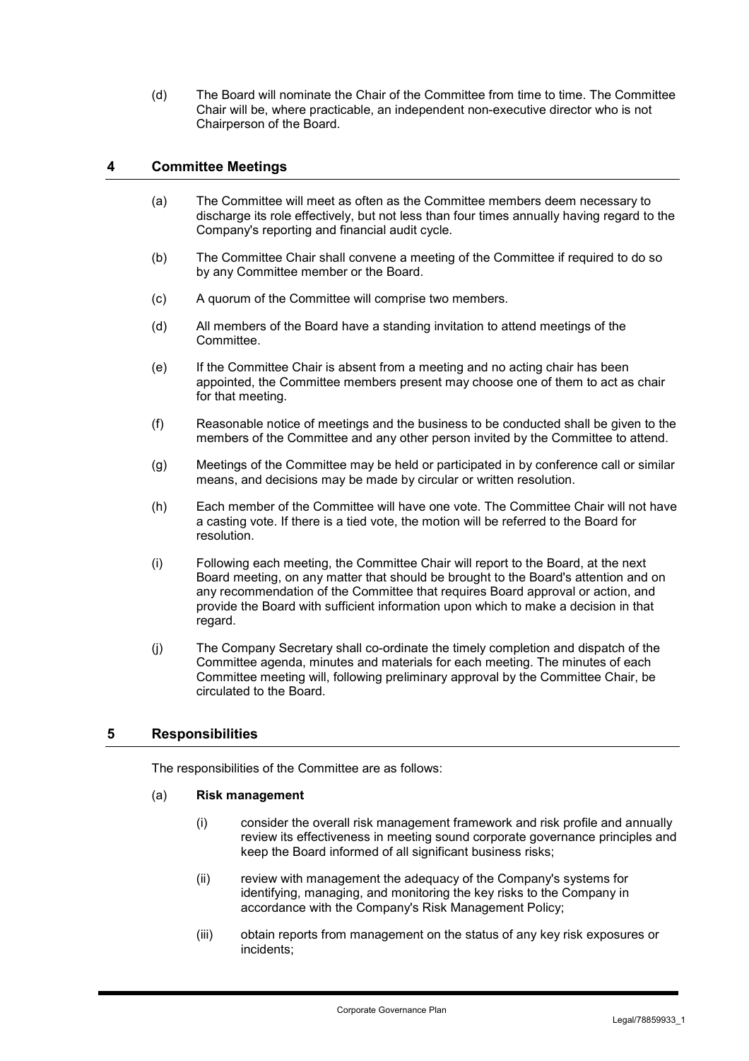(d) The Board will nominate the Chair of the Committee from time to time. The Committee Chair will be, where practicable, an independent non-executive director who is not Chairperson of the Board.

## 4 Committee Meetings

(a) The Committee will meet as often as the Committee members deem necessary to discharge its role effectively, but not less than four times annually having regard to the Company's reporting and financial audit cycle.

(b) The Committee Chair shall convene a meeting of the Committee if required to do so by any Committee member or the Board.

(c) A quorum of the Committee will comprise two members.

(d) All members of the Board have a standing invitation to attend meetings of the Committee.

(e) If the Committee Chair is absent from a meeting and no acting chair has been appointed, the Committee members present may choose one of them to act as chair for that meeting.

(f) Reasonable notice of meetings and the business to be conducted shall be given to the members of the Committee and any other person invited by the Committee to attend.

(g) Meetings of the Committee may be held or participated in by conference call or similar means, and decisions may be made by circular or written resolution.

(h) Each member of the Committee will have one vote. The Committee Chair will not have a casting vote. If there is a tied vote, the motion will be referred to the Board for resolution.

(i) Following each meeting, the Committee Chair will report to the Board, at the next Board meeting, on any matter that should be brought to the Board's attention and on any recommendation of the Committee that requires Board approval or action, and provide the Board with sufficient information upon which to make a decision in that regard.

(j) The Company Secretary shall co-ordinate the timely completion and dispatch of the Committee agenda, minutes and materials for each meeting. The minutes of each Committee meeting will, following preliminary approval by the Committee Chair, be circulated to the Board.

## 5 Responsibilities

The responsibilities of the Committee are as follows:

(a) **Risk management**

(i) consider the overall risk management framework and risk profile and annually review its effectiveness in meeting sound corporate governance principles and keep the Board informed of all significant business risks;

(ii) review with management the adequacy of the Company's systems for identifying, managing, and monitoring the key risks to the Company in accordance with the Company's Risk Management Policy;

(iii) obtain reports from management on the status of any key risk exposures or incidents;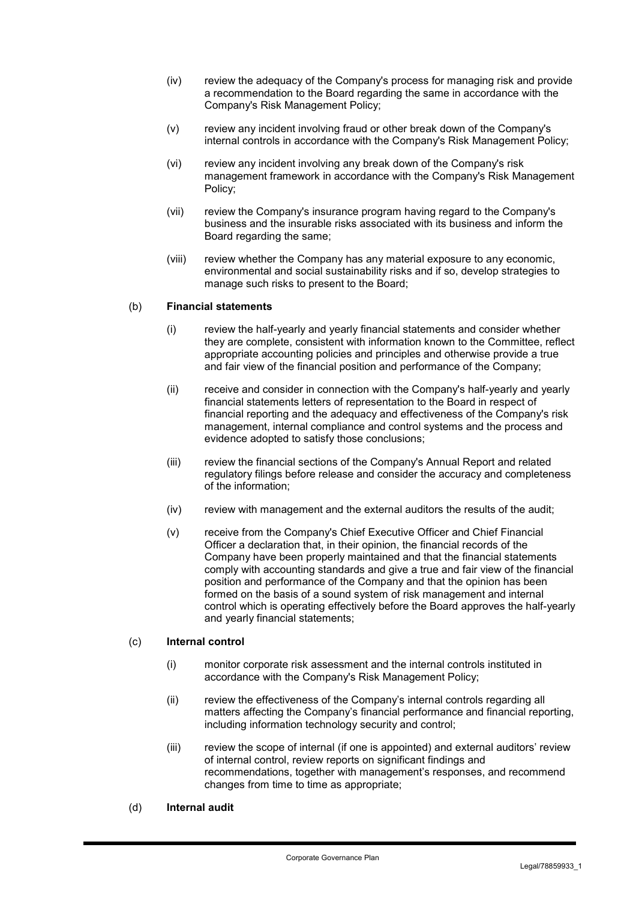(iv) review the adequacy of the Company's process for managing risk and provide a recommendation to the Board regarding the same in accordance with the Company's Risk Management Policy;

(v) review any incident involving fraud or other break down of the Company's internal controls in accordance with the Company's Risk Management Policy;

(vi) review any incident involving any break down of the Company's risk management framework in accordance with the Company's Risk Management Policy;

(vii) review the Company's insurance program having regard to the Company's business and the insurable risks associated with its business and inform the Board regarding the same;

(viii) review whether the Company has any material exposure to any economic, environmental and social sustainability risks and if so, develop strategies to manage such risks to present to the Board;

(b) **Financial statements**

(i) review the half-yearly and yearly financial statements and consider whether they are complete, consistent with information known to the Committee, reflect appropriate accounting policies and principles and otherwise provide a true and fair view of the financial position and performance of the Company;

(ii) receive and consider in connection with the Company's half-yearly and yearly financial statements letters of representation to the Board in respect of financial reporting and the adequacy and effectiveness of the Company's risk management, internal compliance and control systems and the process and evidence adopted to satisfy those conclusions;

(iii) review the financial sections of the Company's Annual Report and related regulatory filings before release and consider the accuracy and completeness of the information;

(iv) review with management and the external auditors the results of the audit;

(v) receive from the Company's Chief Executive Officer and Chief Financial Officer a declaration that, in their opinion, the financial records of the Company have been properly maintained and that the financial statements comply with accounting standards and give a true and fair view of the financial position and performance of the Company and that the opinion has been formed on the basis of a sound system of risk management and internal control which is operating effectively before the Board approves the half-yearly and yearly financial statements;

(c) **Internal control**

(i) monitor corporate risk assessment and the internal controls instituted in accordance with the Company's Risk Management Policy;

(ii) review the effectiveness of the Company's internal controls regarding all matters affecting the Company's financial performance and financial reporting, including information technology security and control;

(iii) review the scope of internal (if one is appointed) and external auditors' review of internal control, review reports on significant findings and recommendations, together with management's responses, and recommend changes from time to time as appropriate;

(d) **Internal audit**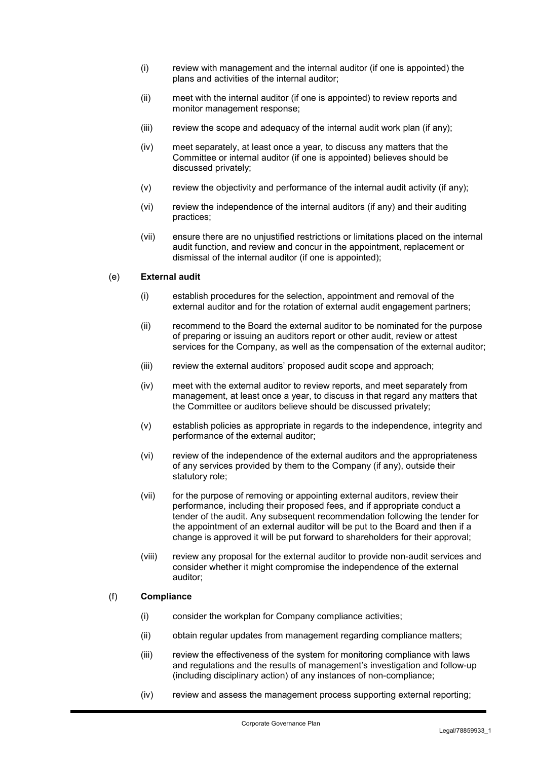(i) review with management and the internal auditor (if one is appointed) the plans and activities of the internal auditor;

(ii) meet with the internal auditor (if one is appointed) to review reports and monitor management response;

(iii) review the scope and adequacy of the internal audit work plan (if any);

(iv) meet separately, at least once a year, to discuss any matters that the Committee or internal auditor (if one is appointed) believes should be discussed privately;

(v) review the objectivity and performance of the internal audit activity (if any);

(vi) review the independence of the internal auditors (if any) and their auditing practices;

(vii) ensure there are no unjustified restrictions or limitations placed on the internal audit function, and review and concur in the appointment, replacement or dismissal of the internal auditor (if one is appointed);

(e) **External audit**

(i) establish procedures for the selection, appointment and removal of the external auditor and for the rotation of external audit engagement partners;

(ii) recommend to the Board the external auditor to be nominated for the purpose of preparing or issuing an auditors report or other audit, review or attest services for the Company, as well as the compensation of the external auditor;

(iii) review the external auditors' proposed audit scope and approach;

(iv) meet with the external auditor to review reports, and meet separately from management, at least once a year, to discuss in that regard any matters that the Committee or auditors believe should be discussed privately;

(v) establish policies as appropriate in regards to the independence, integrity and performance of the external auditor;

(vi) review of the independence of the external auditors and the appropriateness of any services provided by them to the Company (if any), outside their statutory role;

(vii) for the purpose of removing or appointing external auditors, review their performance, including their proposed fees, and if appropriate conduct a tender of the audit. Any subsequent recommendation following the tender for the appointment of an external auditor will be put to the Board and then if a change is approved it will be put forward to shareholders for their approval;

(viii) review any proposal for the external auditor to provide non-audit services and consider whether it might compromise the independence of the external auditor;

(f) **Compliance**

(i) consider the workplan for Company compliance activities;

(ii) obtain regular updates from management regarding compliance matters;

(iii) review the effectiveness of the system for monitoring compliance with laws and regulations and the results of management's investigation and follow-up (including disciplinary action) of any instances of non-compliance;

(iv) review and assess the management process supporting external reporting;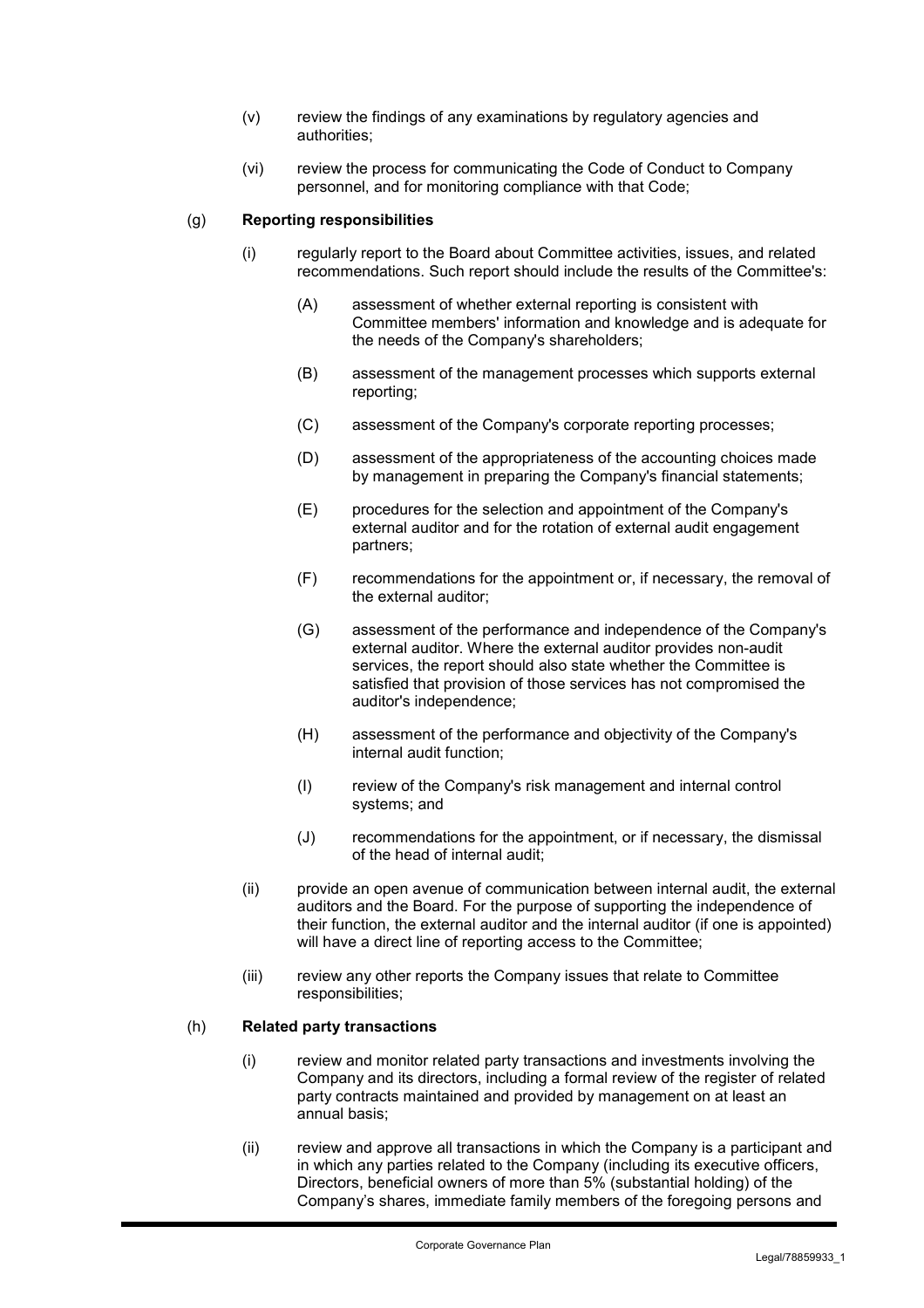(v) review the findings of any examinations by regulatory agencies and authorities;

(vi) review the process for communicating the Code of Conduct to Company personnel, and for monitoring compliance with that Code;

(g) **Reporting responsibilities**

(i) regularly report to the Board about Committee activities, issues, and related recommendations. Such report should include the results of the Committee's:

(A) assessment of whether external reporting is consistent with Committee members' information and knowledge and is adequate for the needs of the Company's shareholders;

(B) assessment of the management processes which supports external reporting;

(C) assessment of the Company's corporate reporting processes;

(D) assessment of the appropriateness of the accounting choices made by management in preparing the Company's financial statements;

(E) procedures for the selection and appointment of the Company's external auditor and for the rotation of external audit engagement partners;

(F) recommendations for the appointment or, if necessary, the removal of the external auditor;

(G) assessment of the performance and independence of the Company's external auditor. Where the external auditor provides non-audit services, the report should also state whether the Committee is satisfied that provision of those services has not compromised the auditor's independence;

(H) assessment of the performance and objectivity of the Company's internal audit function;

(I) review of the Company's risk management and internal control systems; and

(J) recommendations for the appointment, or if necessary, the dismissal of the head of internal audit;

(ii) provide an open avenue of communication between internal audit, the external auditors and the Board. For the purpose of supporting the independence of their function, the external auditor and the internal auditor (if one is appointed) will have a direct line of reporting access to the Committee;

(iii) review any other reports the Company issues that relate to Committee responsibilities;

(h) **Related party transactions**

(i) review and monitor related party transactions and investments involving the Company and its directors, including a formal review of the register of related party contracts maintained and provided by management on at least an annual basis;

(ii) review and approve all transactions in which the Company is a participant and in which any parties related to the Company (including its executive officers, Directors, beneficial owners of more than 5% (substantial holding) of the Company's shares, immediate family members of the foregoing persons and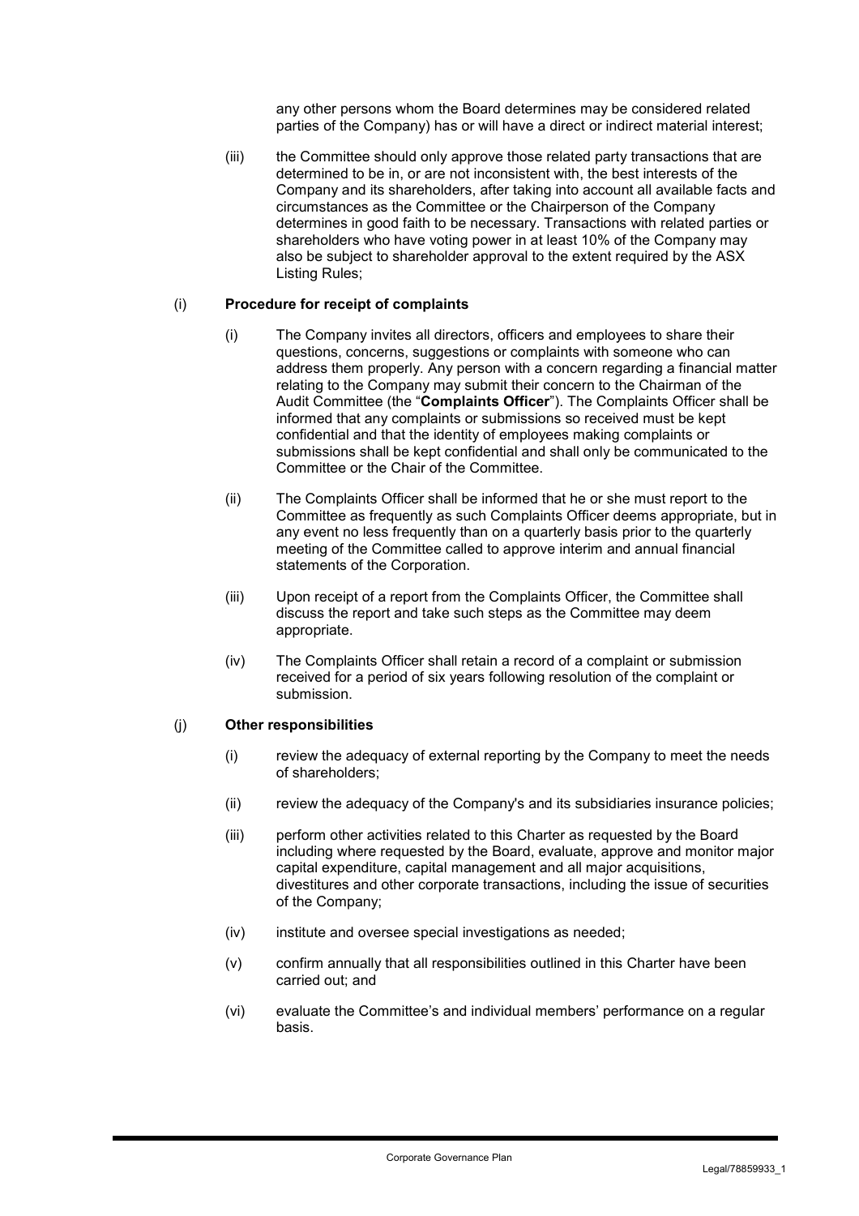any other persons whom the Board determines may be considered related parties of the Company) has or will have a direct or indirect material interest;

(iii) the Committee should only approve those related party transactions that are determined to be in, or are not inconsistent with, the best interests of the Company and its shareholders, after taking into account all available facts and circumstances as the Committee or the Chairperson of the Company determines in good faith to be necessary. Transactions with related parties or shareholders who have voting power in at least 10% of the Company may also be subject to shareholder approval to the extent required by the ASX Listing Rules;

(i) **Procedure for receipt of complaints**

(i) The Company invites all directors, officers and employees to share their questions, concerns, suggestions or complaints with someone who can address them properly. Any person with a concern regarding a financial matter relating to the Company may submit their concern to the Chairman of the Audit Committee (the "**Complaints Officer**"). The Complaints Officer shall be informed that any complaints or submissions so received must be kept confidential and that the identity of employees making complaints or submissions shall be kept confidential and shall only be communicated to the Committee or the Chair of the Committee.

(ii) The Complaints Officer shall be informed that he or she must report to the Committee as frequently as such Complaints Officer deems appropriate, but in any event no less frequently than on a quarterly basis prior to the quarterly meeting of the Committee called to approve interim and annual financial statements of the Corporation.

(iii) Upon receipt of a report from the Complaints Officer, the Committee shall discuss the report and take such steps as the Committee may deem appropriate.

(iv) The Complaints Officer shall retain a record of a complaint or submission received for a period of six years following resolution of the complaint or submission.

(j) **Other responsibilities**

(i) review the adequacy of external reporting by the Company to meet the needs of shareholders;

(ii) review the adequacy of the Company's and its subsidiaries insurance policies;

(iii) perform other activities related to this Charter as requested by the Board including where requested by the Board, evaluate, approve and monitor major capital expenditure, capital management and all major acquisitions, divestitures and other corporate transactions, including the issue of securities of the Company;

(iv) institute and oversee special investigations as needed;

(v) confirm annually that all responsibilities outlined in this Charter have been carried out; and

(vi) evaluate the Committee's and individual members' performance on a regular basis.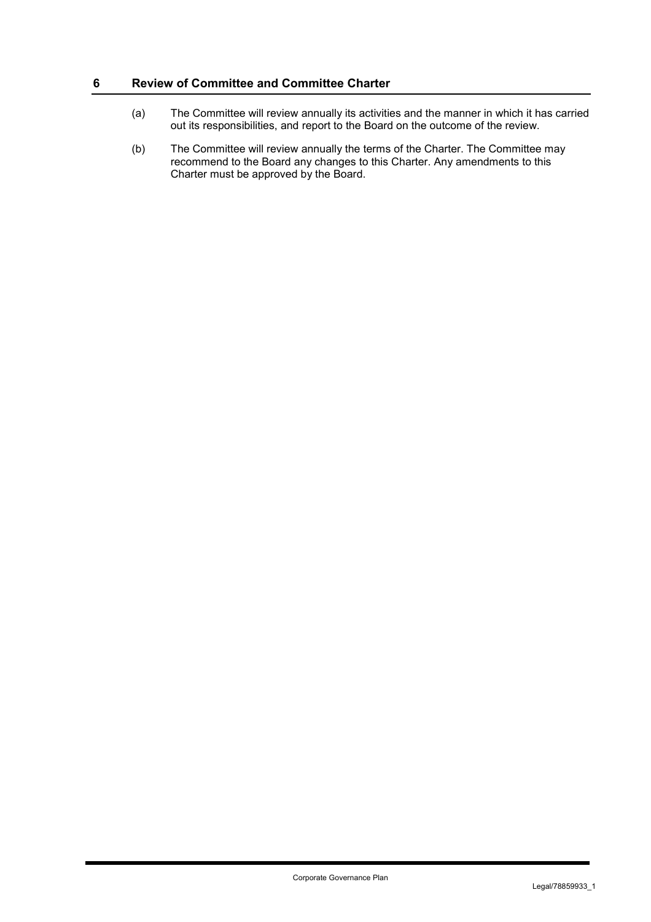## 6 Review of Committee and Committee Charter

(a) The Committee will review annually its activities and the manner in which it has carried out its responsibilities, and report to the Board on the outcome of the review.

(b) The Committee will review annually the terms of the Charter. The Committee may recommend to the Board any changes to this Charter. Any amendments to this Charter must be approved by the Board.